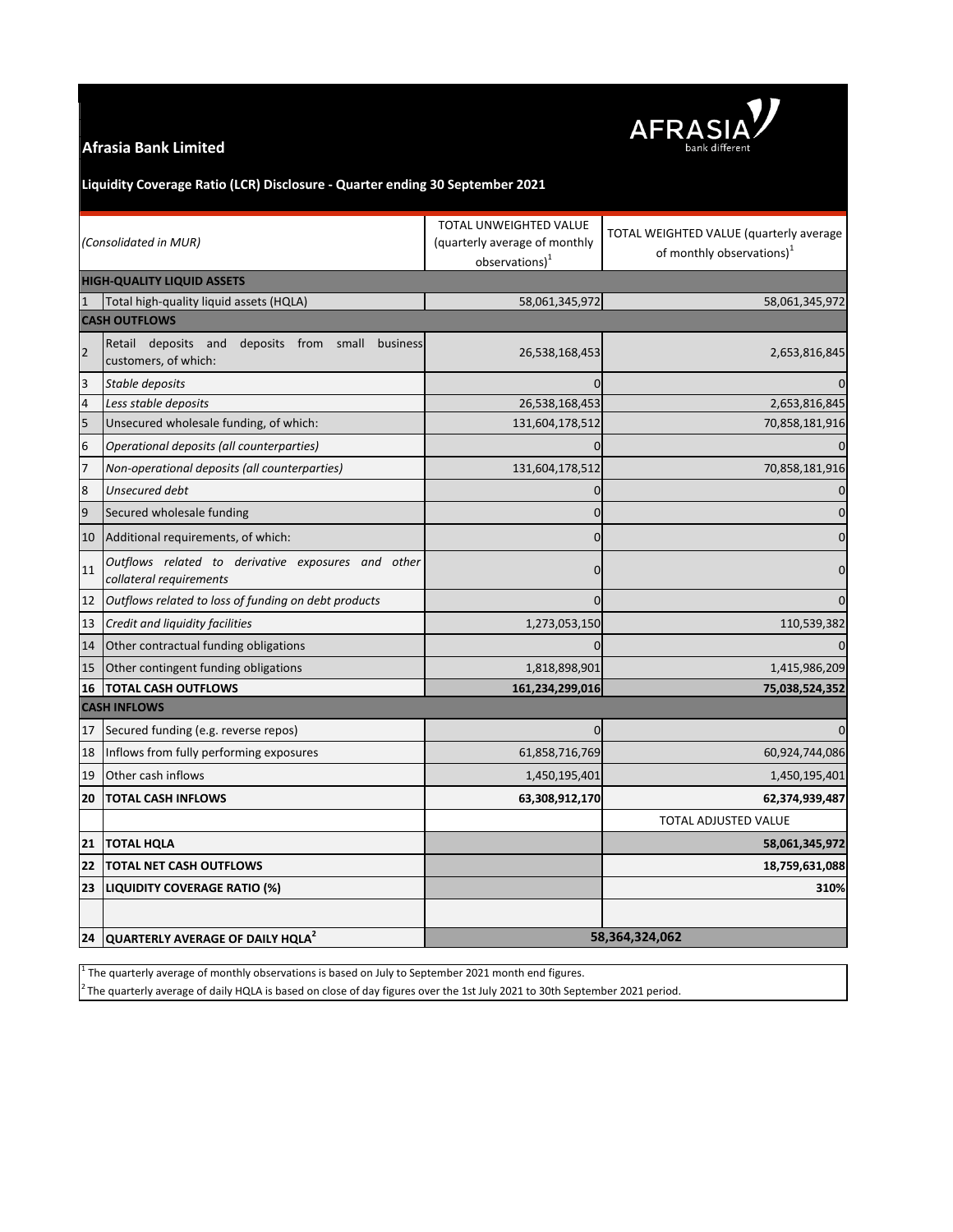# Afrasia Bank Limited

## Liquidity Coverage Ratio (LCR) Disclosure - Quarter ending 30 September 2021

| | *(Consolidated in MUR)* | TOTAL UNWEIGHTED VALUE (quarterly average of monthly observations)[1] | TOTAL WEIGHTED VALUE (quarterly average of monthly observations)[1] |
|---|---|---|---|
| **HIGH-QUALITY LIQUID ASSETS** | | | |
| 1 | Total high-quality liquid assets (HQLA) | 58,061,345,972 | 58,061,345,972 |
| **CASH OUTFLOWS** | | | |
| 2 | Retail deposits and deposits from small business customers, of which: | 26,538,168,453 | 2,653,816,845 |
| 3 | *Stable deposits* | 0 | 0 |
| 4 | *Less stable deposits* | 26,538,168,453 | 2,653,816,845 |
| 5 | Unsecured wholesale funding, of which: | 131,604,178,512 | 70,858,181,916 |
| 6 | *Operational deposits (all counterparties)* | 0 | 0 |
| 7 | *Non-operational deposits (all counterparties)* | 131,604,178,512 | 70,858,181,916 |
| 8 | *Unsecured debt* | 0 | 0 |
| 9 | Secured wholesale funding | 0 | 0 |
| 10 | Additional requirements, of which: | 0 | 0 |
| 11 | *Outflows related to derivative exposures and other collateral requirements* | 0 | 0 |
| 12 | *Outflows related to loss of funding on debt products* | 0 | 0 |
| 13 | *Credit and liquidity facilities* | 1,273,053,150 | 110,539,382 |
| 14 | Other contractual funding obligations | 0 | 0 |
| 15 | Other contingent funding obligations | 1,818,898,901 | 1,415,986,209 |
| **16** | **TOTAL CASH OUTFLOWS** | **161,234,299,016** | **75,038,524,352** |
| **CASH INFLOWS** | | | |
| 17 | Secured funding (e.g. reverse repos) | 0 | 0 |
| 18 | Inflows from fully performing exposures | 61,858,716,769 | 60,924,744,086 |
| 19 | Other cash inflows | 1,450,195,401 | 1,450,195,401 |
| **20** | **TOTAL CASH INFLOWS** | **63,308,912,170** | **62,374,939,487** |
| | | | TOTAL ADJUSTED VALUE |
| **21** | **TOTAL HQLA** | | **58,061,345,972** |
| **22** | **TOTAL NET CASH OUTFLOWS** | | **18,759,631,088** |
| **23** | **LIQUIDITY COVERAGE RATIO (%)** | | **310%** |
| | | | |
| **24** | **QUARTERLY AVERAGE OF DAILY HQLA**[2] | **58,364,324,062** | |

[1] The quarterly average of monthly observations is based on July to September 2021 month end figures.

[2] The quarterly average of daily HQLA is based on close of day figures over the 1st July 2021 to 30th September 2021 period.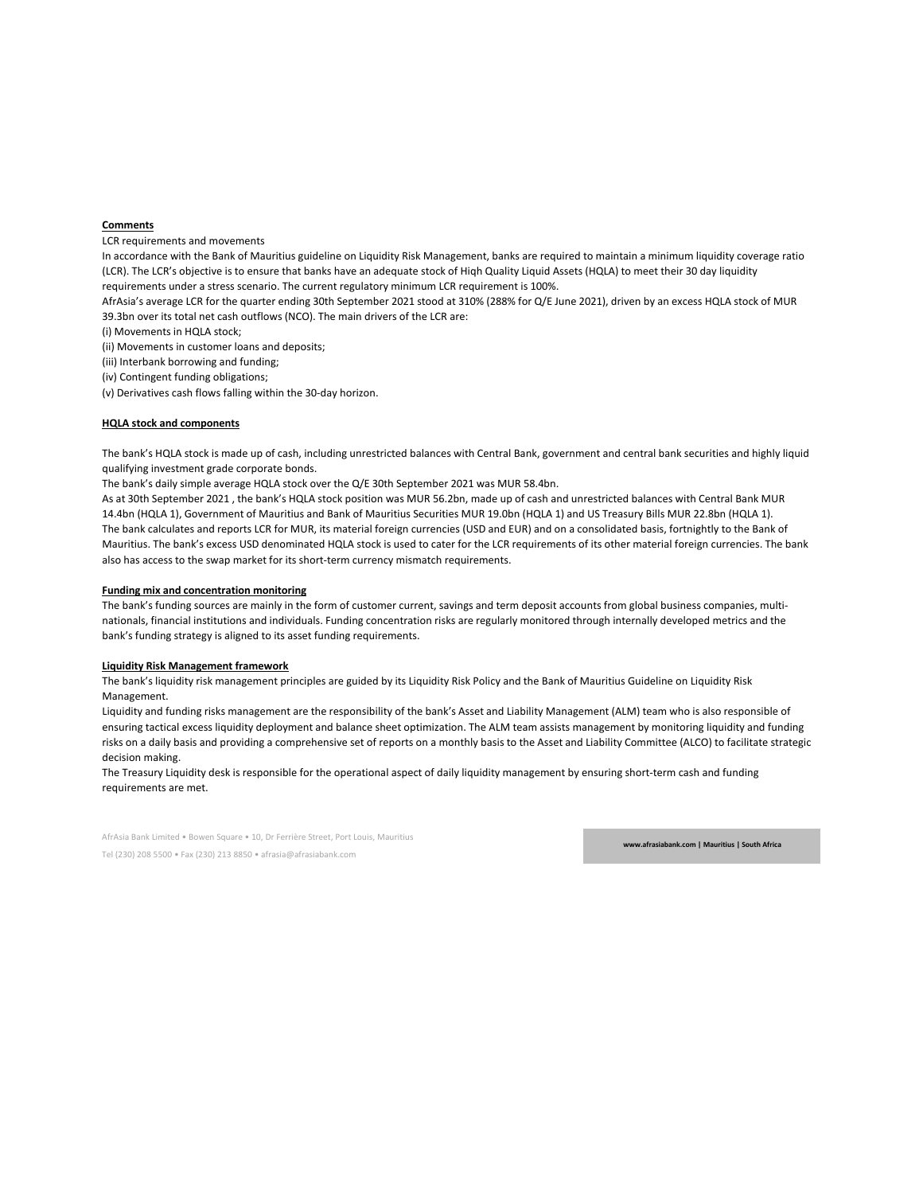**Comments**

LCR requirements and movements

In accordance with the Bank of Mauritius guideline on Liquidity Risk Management, banks are required to maintain a minimum liquidity coverage ratio (LCR). The LCR's objective is to ensure that banks have an adequate stock of Hiqh Quality Liquid Assets (HQLA) to meet their 30 day liquidity requirements under a stress scenario. The current regulatory minimum LCR requirement is 100%.

AfrAsia's average LCR for the quarter ending 30th September 2021 stood at 310% (288% for Q/E June 2021), driven by an excess HQLA stock of MUR 39.3bn over its total net cash outflows (NCO). The main drivers of the LCR are:

(i) Movements in HQLA stock;

(ii) Movements in customer loans and deposits;

(iii) Interbank borrowing and funding;

(iv) Contingent funding obligations;

(v) Derivatives cash flows falling within the 30-day horizon.

**HQLA stock and components**

The bank's HQLA stock is made up of cash, including unrestricted balances with Central Bank, government and central bank securities and highly liquid qualifying investment grade corporate bonds.

The bank's daily simple average HQLA stock over the Q/E 30th September 2021 was MUR 58.4bn.

As at 30th September 2021 , the bank's HQLA stock position was MUR 56.2bn, made up of cash and unrestricted balances with Central Bank MUR 14.4bn (HQLA 1), Government of Mauritius and Bank of Mauritius Securities MUR 19.0bn (HQLA 1) and US Treasury Bills MUR 22.8bn (HQLA 1).

The bank calculates and reports LCR for MUR, its material foreign currencies (USD and EUR) and on a consolidated basis, fortnightly to the Bank of Mauritius. The bank's excess USD denominated HQLA stock is used to cater for the LCR requirements of its other material foreign currencies. The bank also has access to the swap market for its short-term currency mismatch requirements.

**Funding mix and concentration monitoring**

The bank's funding sources are mainly in the form of customer current, savings and term deposit accounts from global business companies, multi-nationals, financial institutions and individuals. Funding concentration risks are regularly monitored through internally developed metrics and the bank's funding strategy is aligned to its asset funding requirements.

**Liquidity Risk Management framework**

The bank's liquidity risk management principles are guided by its Liquidity Risk Policy and the Bank of Mauritius Guideline on Liquidity Risk Management.

Liquidity and funding risks management are the responsibility of the bank's Asset and Liability Management (ALM) team who is also responsible of ensuring tactical excess liquidity deployment and balance sheet optimization. The ALM team assists management by monitoring liquidity and funding risks on a daily basis and providing a comprehensive set of reports on a monthly basis to the Asset and Liability Committee (ALCO) to facilitate strategic decision making.

The Treasury Liquidity desk is responsible for the operational aspect of daily liquidity management by ensuring short-term cash and funding requirements are met.

AfrAsia Bank Limited • Bowen Square • 10, Dr Ferrière Street, Port Louis, Mauritius

Tel (230) 208 5500 • Fax (230) 213 8850 • afrasia@afrasiabank.com

www.afrasiabank.com | Mauritius | South Africa